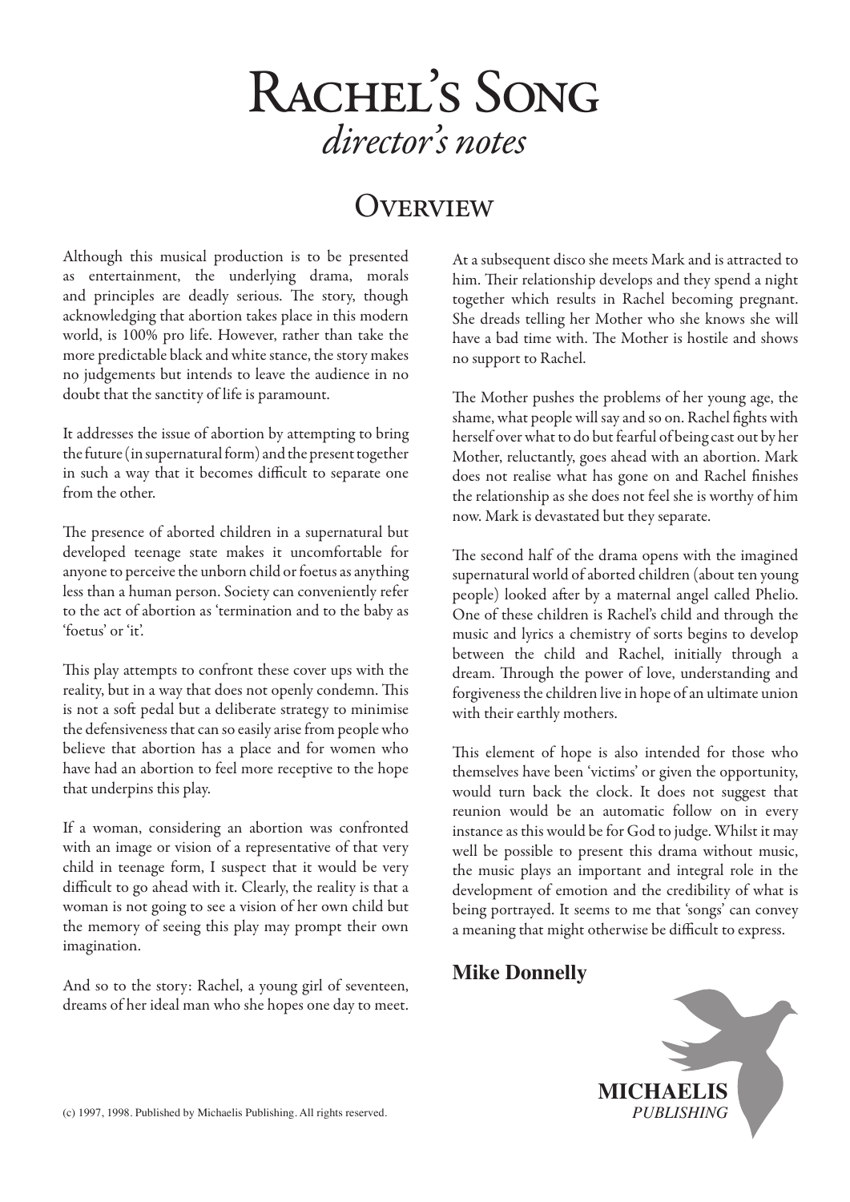# Rachel's Song
## *director's notes*

## Overview

Although this musical production is to be presented as entertainment, the underlying drama, morals and principles are deadly serious. The story, though acknowledging that abortion takes place in this modern world, is 100% pro life. However, rather than take the more predictable black and white stance, the story makes no judgements but intends to leave the audience in no doubt that the sanctity of life is paramount.

It addresses the issue of abortion by attempting to bring the future (in supernatural form) and the present together in such a way that it becomes difficult to separate one from the other.

The presence of aborted children in a supernatural but developed teenage state makes it uncomfortable for anyone to perceive the unborn child or foetus as anything less than a human person. Society can conveniently refer to the act of abortion as 'termination and to the baby as 'foetus' or 'it'.

This play attempts to confront these cover ups with the reality, but in a way that does not openly condemn. This is not a soft pedal but a deliberate strategy to minimise the defensiveness that can so easily arise from people who believe that abortion has a place and for women who have had an abortion to feel more receptive to the hope that underpins this play.

If a woman, considering an abortion was confronted with an image or vision of a representative of that very child in teenage form, I suspect that it would be very difficult to go ahead with it. Clearly, the reality is that a woman is not going to see a vision of her own child but the memory of seeing this play may prompt their own imagination.

And so to the story: Rachel, a young girl of seventeen, dreams of her ideal man who she hopes one day to meet. At a subsequent disco she meets Mark and is attracted to him. Their relationship develops and they spend a night together which results in Rachel becoming pregnant. She dreads telling her Mother who she knows she will have a bad time with. The Mother is hostile and shows no support to Rachel.

The Mother pushes the problems of her young age, the shame, what people will say and so on. Rachel fights with herself over what to do but fearful of being cast out by her Mother, reluctantly, goes ahead with an abortion. Mark does not realise what has gone on and Rachel finishes the relationship as she does not feel she is worthy of him now. Mark is devastated but they separate.

The second half of the drama opens with the imagined supernatural world of aborted children (about ten young people) looked after by a maternal angel called Phelio. One of these children is Rachel's child and through the music and lyrics a chemistry of sorts begins to develop between the child and Rachel, initially through a dream. Through the power of love, understanding and forgiveness the children live in hope of an ultimate union with their earthly mothers.

This element of hope is also intended for those who themselves have been 'victims' or given the opportunity, would turn back the clock. It does not suggest that reunion would be an automatic follow on in every instance as this would be for God to judge. Whilst it may well be possible to present this drama without music, the music plays an important and integral role in the development of emotion and the credibility of what is being portrayed. It seems to me that 'songs' can convey a meaning that might otherwise be difficult to express.

**Mike Donnelly**

(c) 1997, 1998. Published by Michaelis Publishing. All rights reserved.

**MICHAELIS**
*PUBLISHING*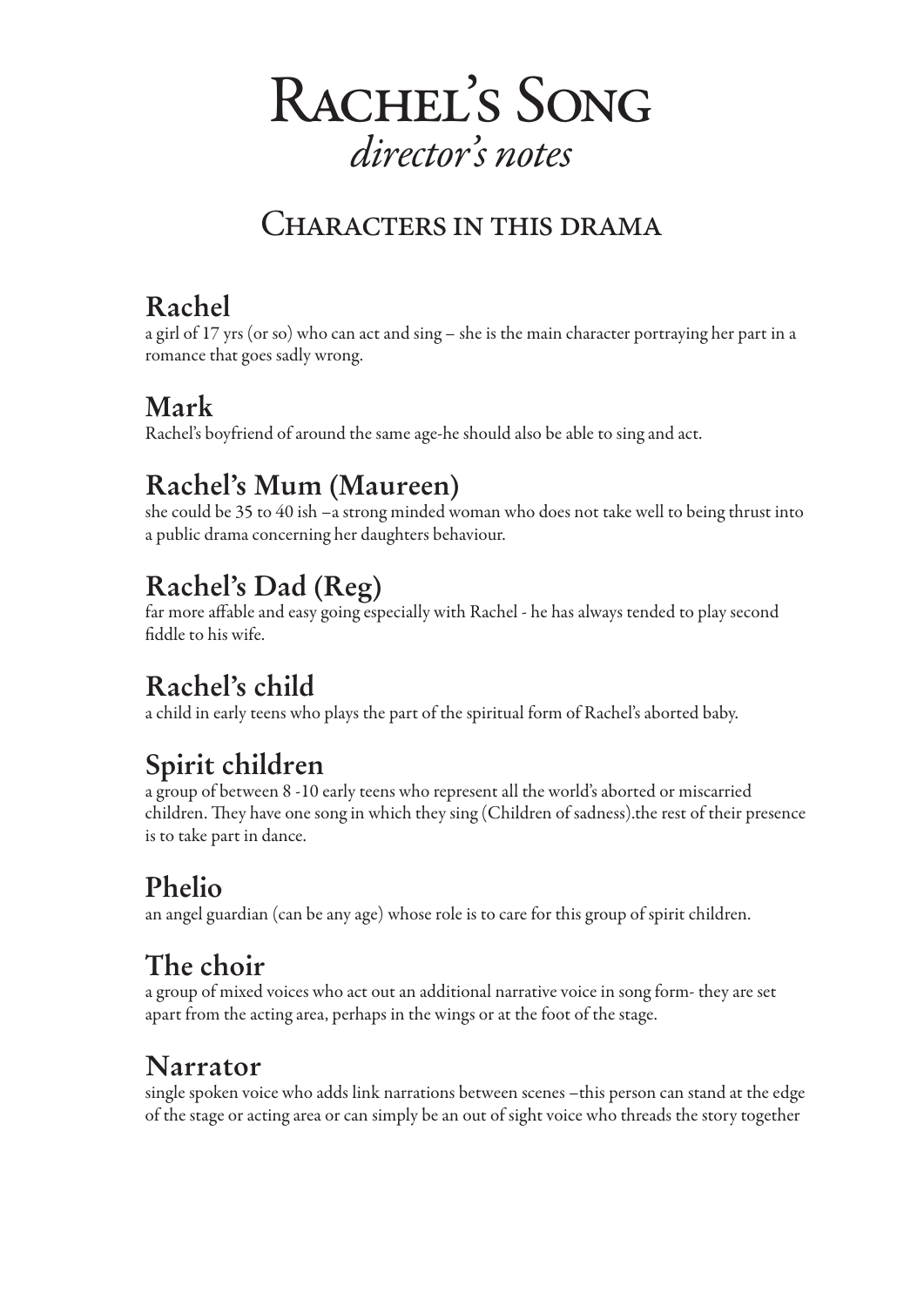# Rachel's Song
*director's notes*

## Characters in this drama

### Rachel
a girl of 17 yrs (or so) who can act and sing – she is the main character portraying her part in a romance that goes sadly wrong.

### Mark
Rachel's boyfriend of around the same age-he should also be able to sing and act.

### Rachel's Mum (Maureen)
she could be 35 to 40 ish –a strong minded woman who does not take well to being thrust into a public drama concerning her daughters behaviour.

### Rachel's Dad (Reg)
far more affable and easy going especially with Rachel - he has always tended to play second fiddle to his wife.

### Rachel's child
a child in early teens who plays the part of the spiritual form of Rachel's aborted baby.

### Spirit children
a group of between 8 -10 early teens who represent all the world's aborted or miscarried children. They have one song in which they sing (Children of sadness).the rest of their presence is to take part in dance.

### Phelio
an angel guardian (can be any age) whose role is to care for this group of spirit children.

### The choir
a group of mixed voices who act out an additional narrative voice in song form- they are set apart from the acting area, perhaps in the wings or at the foot of the stage.

### Narrator
single spoken voice who adds link narrations between scenes –this person can stand at the edge of the stage or acting area or can simply be an out of sight voice who threads the story together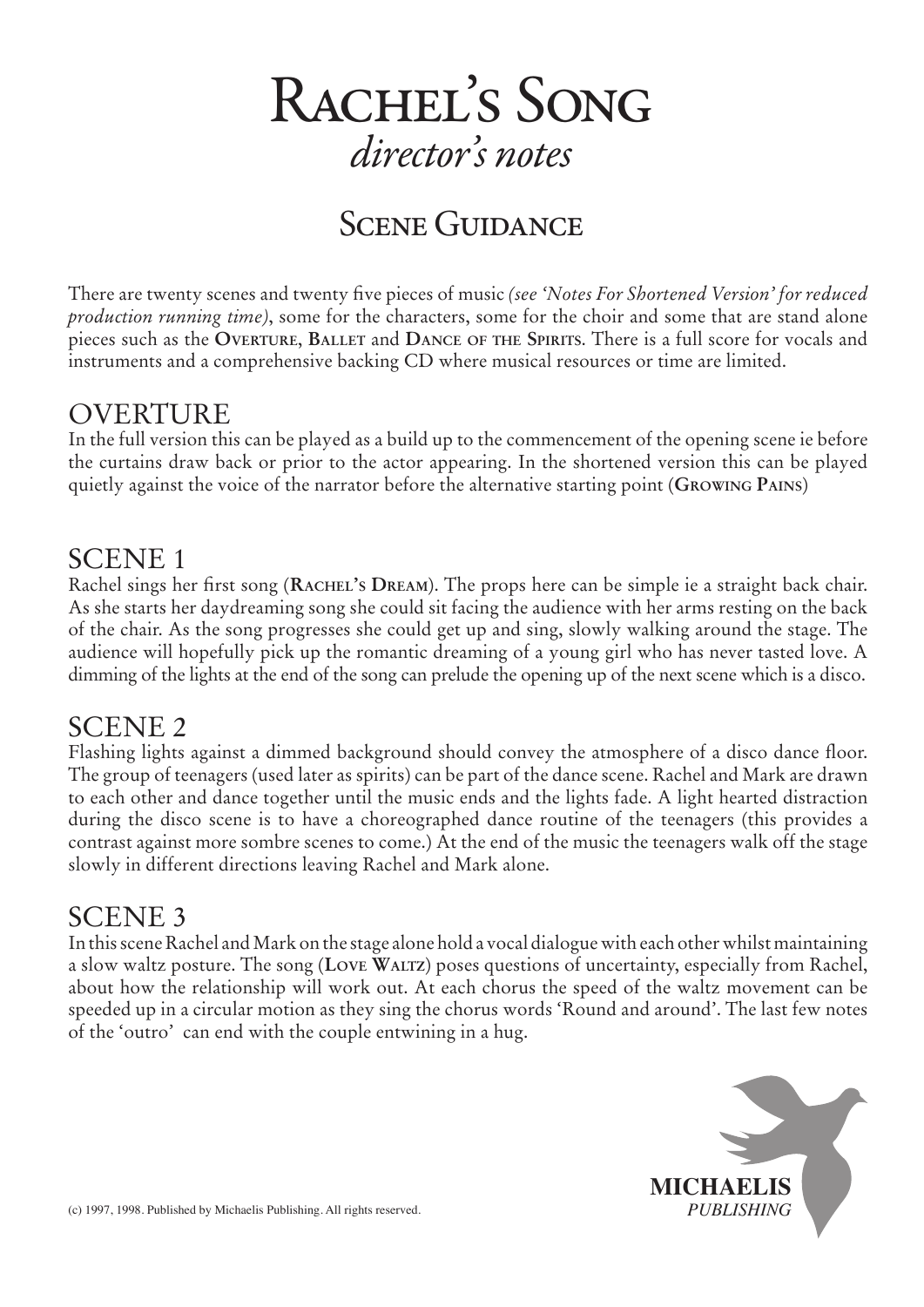# Rachel's Song

*director's notes*

## Scene Guidance

There are twenty scenes and twenty five pieces of music *(see 'Notes For Shortened Version' for reduced production running time)*, some for the characters, some for the choir and some that are stand alone pieces such as the **Overture**, **Ballet** and **Dance of the Spirits**. There is a full score for vocals and instruments and a comprehensive backing CD where musical resources or time are limited.

### OVERTURE

In the full version this can be played as a build up to the commencement of the opening scene ie before the curtains draw back or prior to the actor appearing. In the shortened version this can be played quietly against the voice of the narrator before the alternative starting point (**Growing Pains**)

### SCENE 1

Rachel sings her first song (**Rachel's Dream**). The props here can be simple ie a straight back chair. As she starts her daydreaming song she could sit facing the audience with her arms resting on the back of the chair. As the song progresses she could get up and sing, slowly walking around the stage. The audience will hopefully pick up the romantic dreaming of a young girl who has never tasted love. A dimming of the lights at the end of the song can prelude the opening up of the next scene which is a disco.

### SCENE 2

Flashing lights against a dimmed background should convey the atmosphere of a disco dance floor. The group of teenagers (used later as spirits) can be part of the dance scene. Rachel and Mark are drawn to each other and dance together until the music ends and the lights fade. A light hearted distraction during the disco scene is to have a choreographed dance routine of the teenagers (this provides a contrast against more sombre scenes to come.) At the end of the music the teenagers walk off the stage slowly in different directions leaving Rachel and Mark alone.

### SCENE 3

In this scene Rachel and Mark on the stage alone hold a vocal dialogue with each other whilst maintaining a slow waltz posture. The song (**Love Waltz**) poses questions of uncertainty, especially from Rachel, about how the relationship will work out. At each chorus the speed of the waltz movement can be speeded up in a circular motion as they sing the chorus words 'Round and around'. The last few notes of the 'outro' can end with the couple entwining in a hug.

(c) 1997, 1998. Published by Michaelis Publishing. All rights reserved.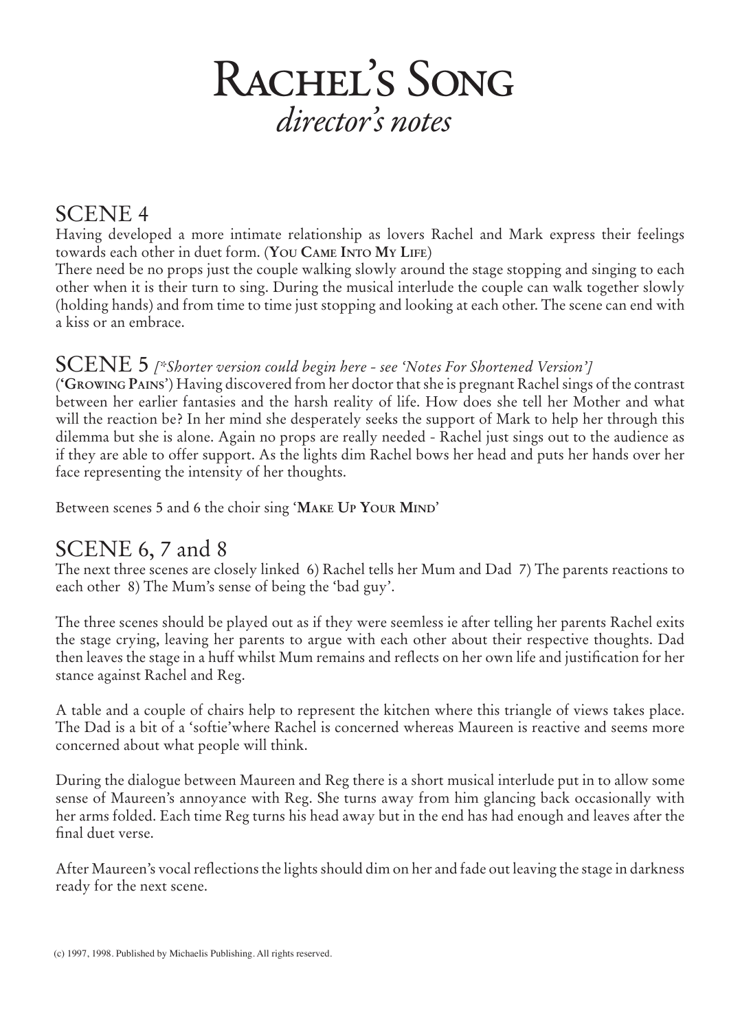# Rachel's Song
*director's notes*

## SCENE 4

Having developed a more intimate relationship as lovers Rachel and Mark express their feelings towards each other in duet form. (**You Came Into My Life**)

There need be no props just the couple walking slowly around the stage stopping and singing to each other when it is their turn to sing. During the musical interlude the couple can walk together slowly (holding hands) and from time to time just stopping and looking at each other. The scene can end with a kiss or an embrace.

## SCENE 5 *[*Shorter version could begin here - see 'Notes For Shortened Version']*

(**'Growing Pains'**) Having discovered from her doctor that she is pregnant Rachel sings of the contrast between her earlier fantasies and the harsh reality of life. How does she tell her Mother and what will the reaction be? In her mind she desperately seeks the support of Mark to help her through this dilemma but she is alone. Again no props are really needed - Rachel just sings out to the audience as if they are able to offer support. As the lights dim Rachel bows her head and puts her hands over her face representing the intensity of her thoughts.

Between scenes 5 and 6 the choir sing '**Make Up Your Mind**'

## SCENE 6, 7 and 8

The next three scenes are closely linked 6) Rachel tells her Mum and Dad 7) The parents reactions to each other 8) The Mum's sense of being the 'bad guy'.

The three scenes should be played out as if they were seemless ie after telling her parents Rachel exits the stage crying, leaving her parents to argue with each other about their respective thoughts. Dad then leaves the stage in a huff whilst Mum remains and reflects on her own life and justification for her stance against Rachel and Reg.

A table and a couple of chairs help to represent the kitchen where this triangle of views takes place. The Dad is a bit of a 'softie'where Rachel is concerned whereas Maureen is reactive and seems more concerned about what people will think.

During the dialogue between Maureen and Reg there is a short musical interlude put in to allow some sense of Maureen's annoyance with Reg. She turns away from him glancing back occasionally with her arms folded. Each time Reg turns his head away but in the end has had enough and leaves after the final duet verse.

After Maureen's vocal reflections the lights should dim on her and fade out leaving the stage in darkness ready for the next scene.

(c) 1997, 1998. Published by Michaelis Publishing. All rights reserved.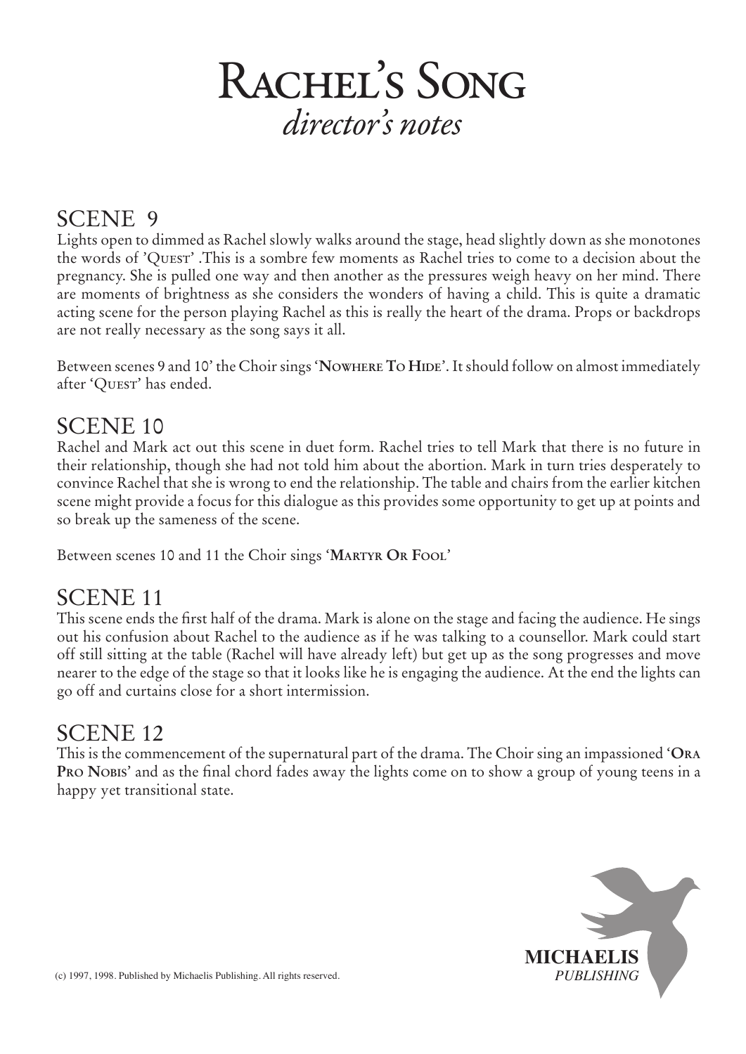# Rachel's Song
## *director's notes*

## SCENE 9

Lights open to dimmed as Rachel slowly walks around the stage, head slightly down as she monotones the words of 'Quest' .This is a sombre few moments as Rachel tries to come to a decision about the pregnancy. She is pulled one way and then another as the pressures weigh heavy on her mind. There are moments of brightness as she considers the wonders of having a child. This is quite a dramatic acting scene for the person playing Rachel as this is really the heart of the drama. Props or backdrops are not really necessary as the song says it all.

Between scenes 9 and 10' the Choir sings '**Nowhere To Hide**'. It should follow on almost immediately after 'Quest' has ended.

## SCENE 10

Rachel and Mark act out this scene in duet form. Rachel tries to tell Mark that there is no future in their relationship, though she had not told him about the abortion. Mark in turn tries desperately to convince Rachel that she is wrong to end the relationship. The table and chairs from the earlier kitchen scene might provide a focus for this dialogue as this provides some opportunity to get up at points and so break up the sameness of the scene.

Between scenes 10 and 11 the Choir sings '**Martyr Or Fool**'

## SCENE 11

This scene ends the first half of the drama. Mark is alone on the stage and facing the audience. He sings out his confusion about Rachel to the audience as if he was talking to a counsellor. Mark could start off still sitting at the table (Rachel will have already left) but get up as the song progresses and move nearer to the edge of the stage so that it looks like he is engaging the audience. At the end the lights can go off and curtains close for a short intermission.

## SCENE 12

This is the commencement of the supernatural part of the drama. The Choir sing an impassioned '**Ora Pro Nobis**' and as the final chord fades away the lights come on to show a group of young teens in a happy yet transitional state.

(c) 1997, 1998. Published by Michaelis Publishing. All rights reserved.

**MICHAELIS**
*PUBLISHING*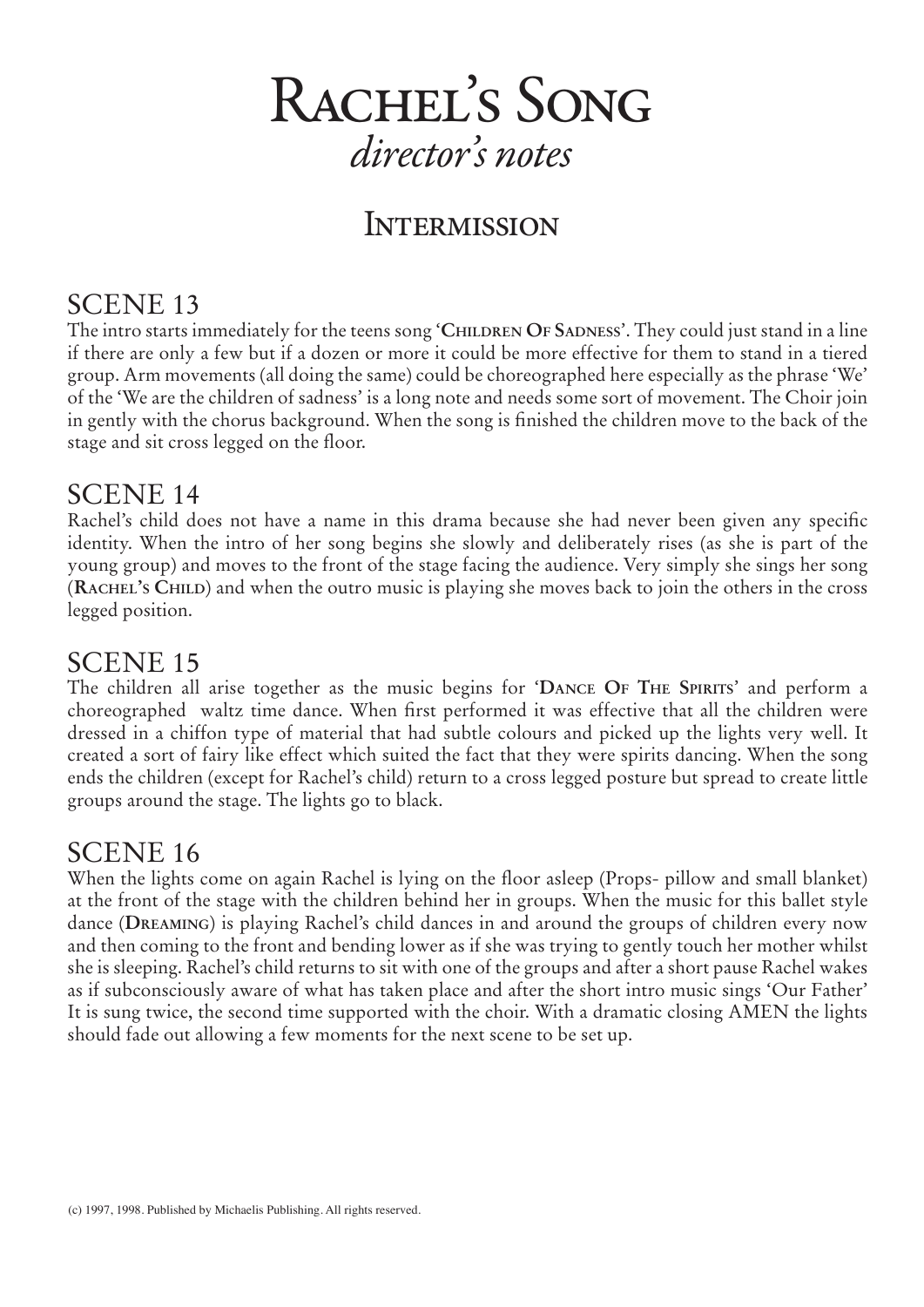# Rachel's Song

*director's notes*

## Intermission

### SCENE 13

The intro starts immediately for the teens song '**Children Of Sadness**'. They could just stand in a line if there are only a few but if a dozen or more it could be more effective for them to stand in a tiered group. Arm movements (all doing the same) could be choreographed here especially as the phrase 'We' of the 'We are the children of sadness' is a long note and needs some sort of movement. The Choir join in gently with the chorus background. When the song is finished the children move to the back of the stage and sit cross legged on the floor.

### SCENE 14

Rachel's child does not have a name in this drama because she had never been given any specific identity. When the intro of her song begins she slowly and deliberately rises (as she is part of the young group) and moves to the front of the stage facing the audience. Very simply she sings her song (**Rachel's Child**) and when the outro music is playing she moves back to join the others in the cross legged position.

### SCENE 15

The children all arise together as the music begins for '**Dance Of The Spirits**' and perform a choreographed waltz time dance. When first performed it was effective that all the children were dressed in a chiffon type of material that had subtle colours and picked up the lights very well. It created a sort of fairy like effect which suited the fact that they were spirits dancing. When the song ends the children (except for Rachel's child) return to a cross legged posture but spread to create little groups around the stage. The lights go to black.

### SCENE 16

When the lights come on again Rachel is lying on the floor asleep (Props- pillow and small blanket) at the front of the stage with the children behind her in groups. When the music for this ballet style dance (**Dreaming**) is playing Rachel's child dances in and around the groups of children every now and then coming to the front and bending lower as if she was trying to gently touch her mother whilst she is sleeping. Rachel's child returns to sit with one of the groups and after a short pause Rachel wakes as if subconsciously aware of what has taken place and after the short intro music sings 'Our Father' It is sung twice, the second time supported with the choir. With a dramatic closing AMEN the lights should fade out allowing a few moments for the next scene to be set up.

(c) 1997, 1998. Published by Michaelis Publishing. All rights reserved.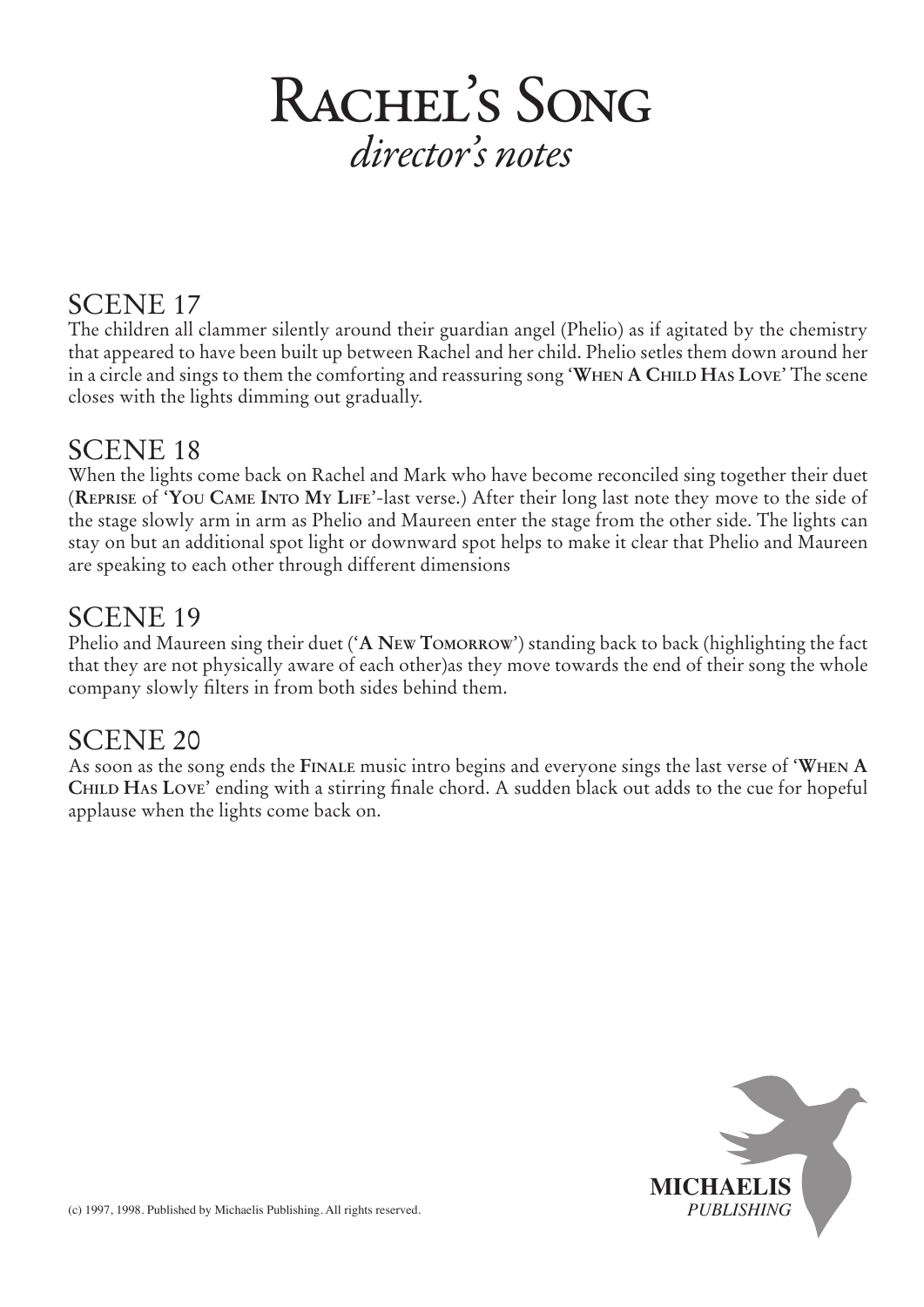# Rachel's Song
## *director's notes*

## SCENE 17

The children all clammer silently around their guardian angel (Phelio) as if agitated by the chemistry that appeared to have been built up between Rachel and her child. Phelio setles them down around her in a circle and sings to them the comforting and reassuring song '**When A Child Has Love**' The scene closes with the lights dimming out gradually.

## SCENE 18

When the lights come back on Rachel and Mark who have become reconciled sing together their duet (**Reprise** of '**You Came Into My Life**'-last verse.) After their long last note they move to the side of the stage slowly arm in arm as Phelio and Maureen enter the stage from the other side. The lights can stay on but an additional spot light or downward spot helps to make it clear that Phelio and Maureen are speaking to each other through different dimensions

## SCENE 19

Phelio and Maureen sing their duet ('**A New Tomorrow**') standing back to back (highlighting the fact that they are not physically aware of each other)as they move towards the end of their song the whole company slowly filters in from both sides behind them.

## SCENE 20

As soon as the song ends the **Finale** music intro begins and everyone sings the last verse of '**When A Child Has Love**' ending with a stirring finale chord. A sudden black out adds to the cue for hopeful applause when the lights come back on.

(c) 1997, 1998. Published by Michaelis Publishing. All rights reserved.

**MICHAELIS**
*PUBLISHING*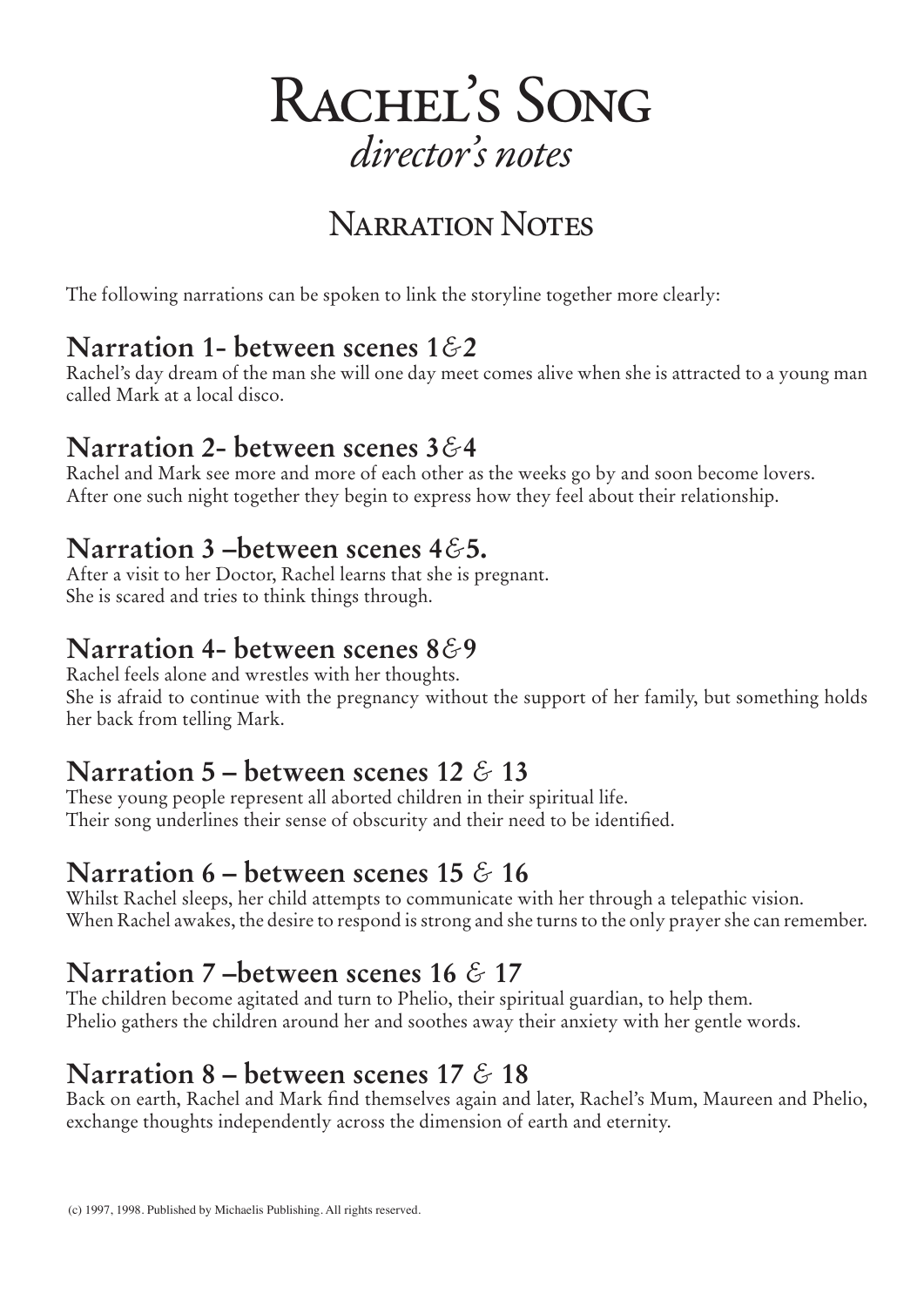# Rachel's Song

*director's notes*

## Narration Notes

The following narrations can be spoken to link the storyline together more clearly:

### Narration 1- between scenes 1&2

Rachel's day dream of the man she will one day meet comes alive when she is attracted to a young man called Mark at a local disco.

### Narration 2- between scenes 3&4

Rachel and Mark see more and more of each other as the weeks go by and soon become lovers.
After one such night together they begin to express how they feel about their relationship.

### Narration 3 –between scenes 4&5.

After a visit to her Doctor, Rachel learns that she is pregnant.
She is scared and tries to think things through.

### Narration 4- between scenes 8&9

Rachel feels alone and wrestles with her thoughts.
She is afraid to continue with the pregnancy without the support of her family, but something holds her back from telling Mark.

### Narration 5 – between scenes 12 & 13

These young people represent all aborted children in their spiritual life.
Their song underlines their sense of obscurity and their need to be identified.

### Narration 6 – between scenes 15 & 16

Whilst Rachel sleeps, her child attempts to communicate with her through a telepathic vision.
When Rachel awakes, the desire to respond is strong and she turns to the only prayer she can remember.

### Narration 7 –between scenes 16 & 17

The children become agitated and turn to Phelio, their spiritual guardian, to help them.
Phelio gathers the children around her and soothes away their anxiety with her gentle words.

### Narration 8 – between scenes 17 & 18

Back on earth, Rachel and Mark find themselves again and later, Rachel's Mum, Maureen and Phelio, exchange thoughts independently across the dimension of earth and eternity.

(c) 1997, 1998. Published by Michaelis Publishing. All rights reserved.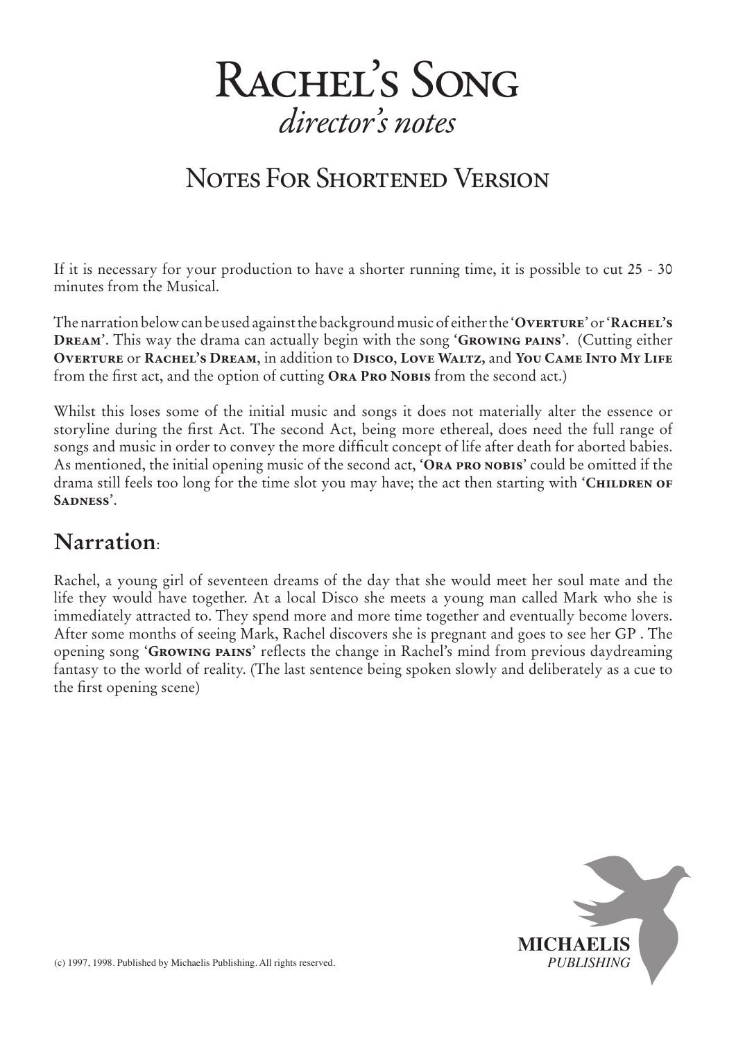# Rachel's Song

*director's notes*

## Notes For Shortened Version

If it is necessary for your production to have a shorter running time, it is possible to cut 25 - 30 minutes from the Musical.

The narration below can be used against the background music of either the '**Overture**' or '**Rachel's Dream**'. This way the drama can actually begin with the song '**Growing pains**'. (Cutting either **Overture** or **Rachel's Dream**, in addition to **Disco**, **Love Waltz,** and **You Came Into My Life** from the first act, and the option of cutting **Ora Pro Nobis** from the second act.)

Whilst this loses some of the initial music and songs it does not materially alter the essence or storyline during the first Act. The second Act, being more ethereal, does need the full range of songs and music in order to convey the more difficult concept of life after death for aborted babies. As mentioned, the initial opening music of the second act, '**Ora pro nobis**' could be omitted if the drama still feels too long for the time slot you may have; the act then starting with '**Children of Sadness**'.

## Narration:

Rachel, a young girl of seventeen dreams of the day that she would meet her soul mate and the life they would have together. At a local Disco she meets a young man called Mark who she is immediately attracted to. They spend more and more time together and eventually become lovers. After some months of seeing Mark, Rachel discovers she is pregnant and goes to see her GP . The opening song '**Growing pains**' reflects the change in Rachel's mind from previous daydreaming fantasy to the world of reality. (The last sentence being spoken slowly and deliberately as a cue to the first opening scene)

(c) 1997, 1998. Published by Michaelis Publishing. All rights reserved.

**MICHAELIS**
*PUBLISHING*